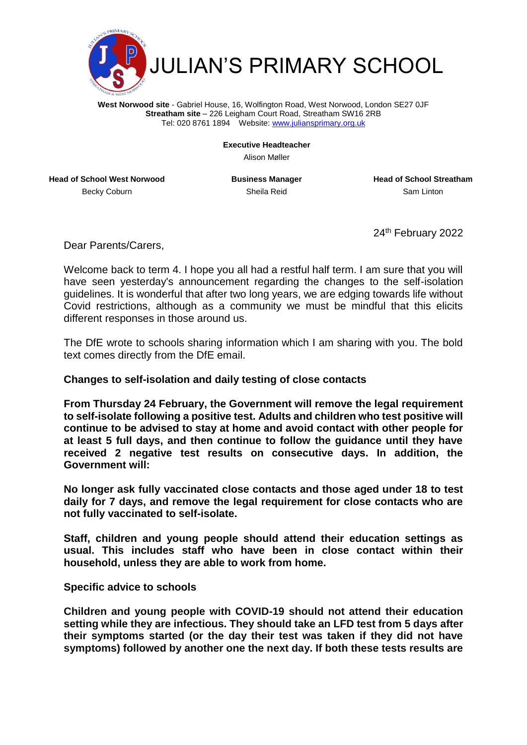# JULIAN'S PRIMARY SCHOOL

**West Norwood site** - Gabriel House, 16, Wolfington Road, West Norwood, London SE27 0JF
**Streatham site** – 226 Leigham Court Road, Streatham SW16 2RB
Tel: 020 8761 1894 Website: www.julianprimary.org.uk

**Executive Headteacher**
Alison Møller

| **Head of School West Norwood** | **Business Manager** | **Head of School Streatham** |
|---|---|---|
| Becky Coburn | Sheila Reid | Sam Linton |

24th February 2022

Dear Parents/Carers,

Welcome back to term 4. I hope you all had a restful half term. I am sure that you will have seen yesterday's announcement regarding the changes to the self-isolation guidelines. It is wonderful that after two long years, we are edging towards life without Covid restrictions, although as a community we must be mindful that this elicits different responses in those around us.

The DfE wrote to schools sharing information which I am sharing with you. The bold text comes directly from the DfE email.

**Changes to self-isolation and daily testing of close contacts**

**From Thursday 24 February, the Government will remove the legal requirement to self-isolate following a positive test. Adults and children who test positive will continue to be advised to stay at home and avoid contact with other people for at least 5 full days, and then continue to follow the guidance until they have received 2 negative test results on consecutive days. In addition, the Government will:**

**No longer ask fully vaccinated close contacts and those aged under 18 to test daily for 7 days, and remove the legal requirement for close contacts who are not fully vaccinated to self-isolate.**

**Staff, children and young people should attend their education settings as usual. This includes staff who have been in close contact within their household, unless they are able to work from home.**

**Specific advice to schools**

**Children and young people with COVID-19 should not attend their education setting while they are infectious. They should take an LFD test from 5 days after their symptoms started (or the day their test was taken if they did not have symptoms) followed by another one the next day. If both these tests results are**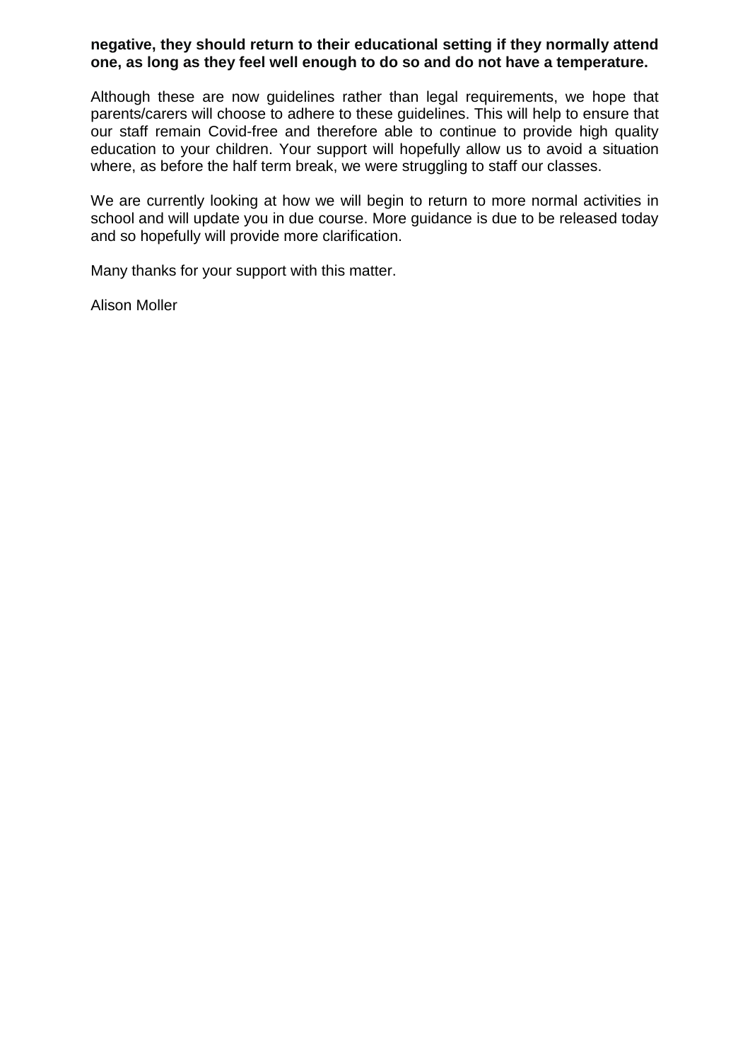**negative, they should return to their educational setting if they normally attend one, as long as they feel well enough to do so and do not have a temperature.**

Although these are now guidelines rather than legal requirements, we hope that parents/carers will choose to adhere to these guidelines. This will help to ensure that our staff remain Covid-free and therefore able to continue to provide high quality education to your children. Your support will hopefully allow us to avoid a situation where, as before the half term break, we were struggling to staff our classes.

We are currently looking at how we will begin to return to more normal activities in school and will update you in due course. More guidance is due to be released today and so hopefully will provide more clarification.

Many thanks for your support with this matter.

Alison Moller